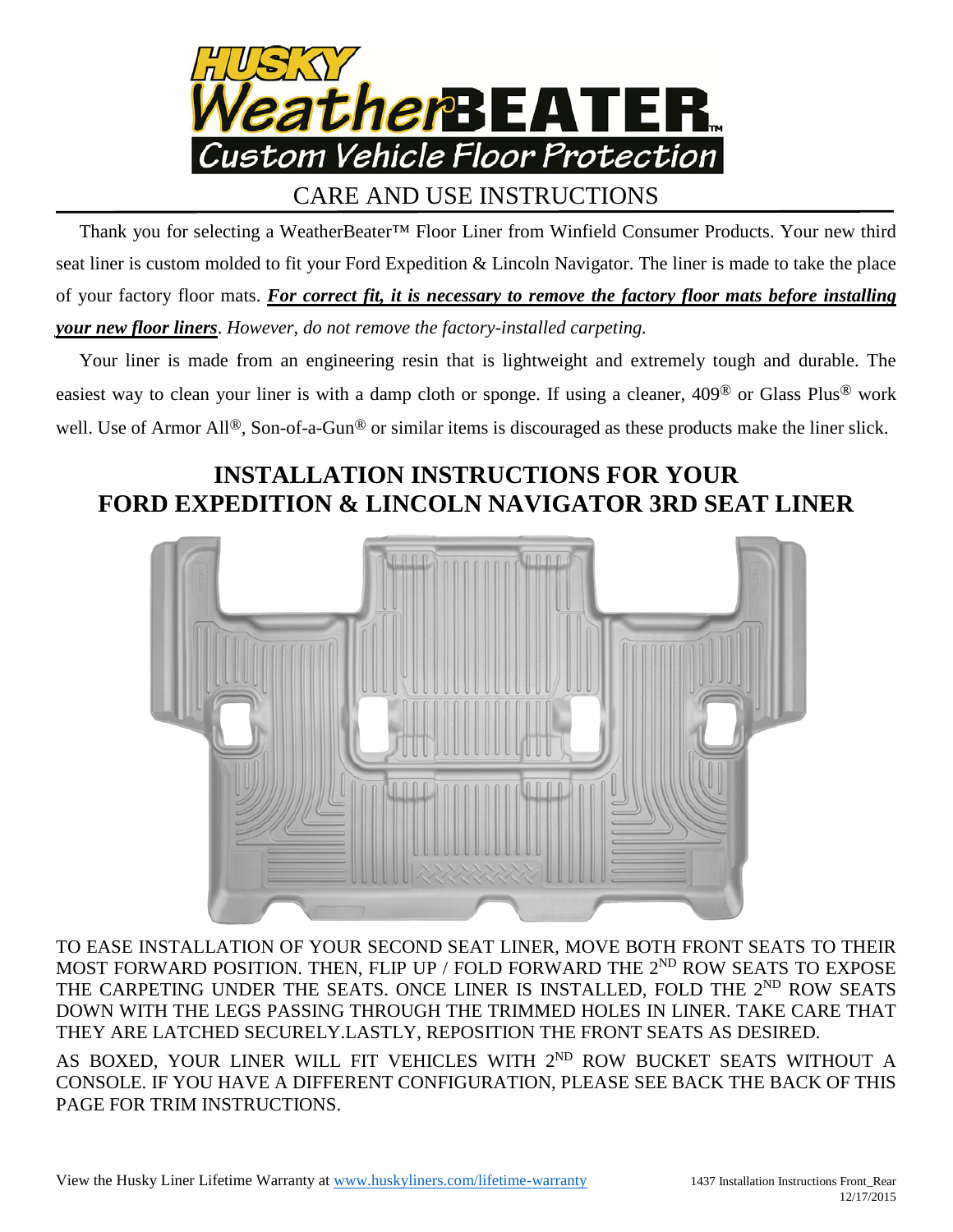# HUSKY WeatherBEATER™ Custom Vehicle Floor Protection

## CARE AND USE INSTRUCTIONS

Thank you for selecting a WeatherBeater™ Floor Liner from Winfield Consumer Products. Your new third seat liner is custom molded to fit your Ford Expedition & Lincoln Navigator. The liner is made to take the place of your factory floor mats. ***For correct fit, it is necessary to remove the factory floor mats before installing your new floor liners***. *However, do not remove the factory-installed carpeting.*

Your liner is made from an engineering resin that is lightweight and extremely tough and durable. The easiest way to clean your liner is with a damp cloth or sponge. If using a cleaner, 409® or Glass Plus® work well. Use of Armor All®, Son-of-a-Gun® or similar items is discouraged as these products make the liner slick.

## INSTALLATION INSTRUCTIONS FOR YOUR FORD EXPEDITION & LINCOLN NAVIGATOR 3RD SEAT LINER

TO EASE INSTALLATION OF YOUR SECOND SEAT LINER, MOVE BOTH FRONT SEATS TO THEIR MOST FORWARD POSITION. THEN, FLIP UP / FOLD FORWARD THE 2ND ROW SEATS TO EXPOSE THE CARPETING UNDER THE SEATS. ONCE LINER IS INSTALLED, FOLD THE 2ND ROW SEATS DOWN WITH THE LEGS PASSING THROUGH THE TRIMMED HOLES IN LINER. TAKE CARE THAT THEY ARE LATCHED SECURELY.LASTLY, REPOSITION THE FRONT SEATS AS DESIRED.

AS BOXED, YOUR LINER WILL FIT VEHICLES WITH 2ND ROW BUCKET SEATS WITHOUT A CONSOLE. IF YOU HAVE A DIFFERENT CONFIGURATION, PLEASE SEE BACK THE BACK OF THIS PAGE FOR TRIM INSTRUCTIONS.

View the Husky Liner Lifetime Warranty at www.huskyliners.com/lifetime-warranty

1437 Installation Instructions Front_Rear
12/17/2015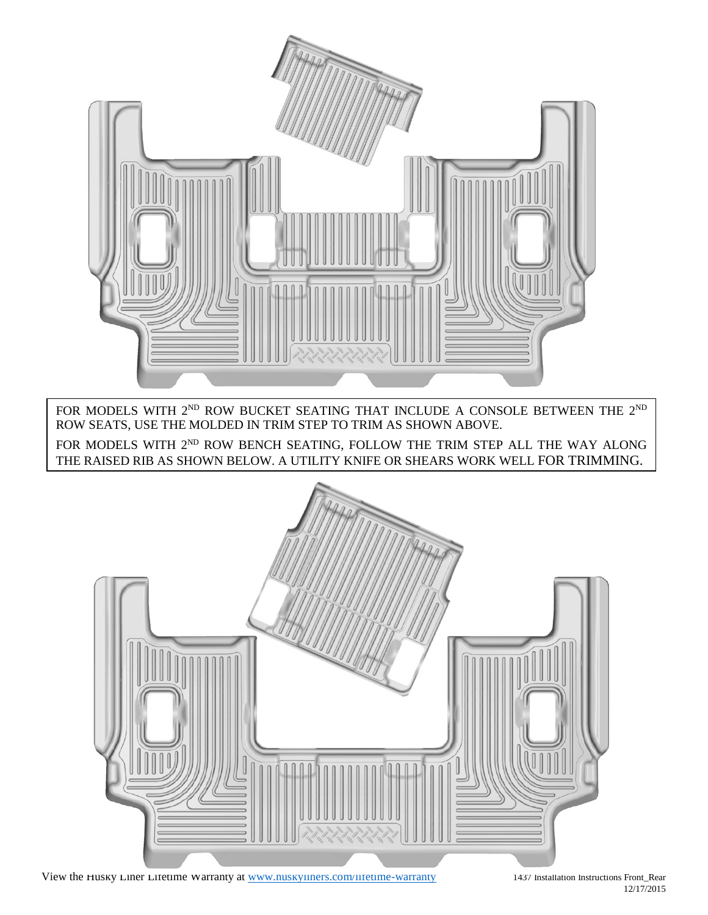FOR MODELS WITH 2ND ROW BUCKET SEATING THAT INCLUDE A CONSOLE BETWEEN THE 2ND ROW SEATS, USE THE MOLDED IN TRIM STEP TO TRIM AS SHOWN ABOVE.

FOR MODELS WITH 2ND ROW BENCH SEATING, FOLLOW THE TRIM STEP ALL THE WAY ALONG THE RAISED RIB AS SHOWN BELOW. A UTILITY KNIFE OR SHEARS WORK WELL FOR TRIMMING.

View the Husky Liner Lifetime Warranty at www.huskyliners.com/lifetime-warranty